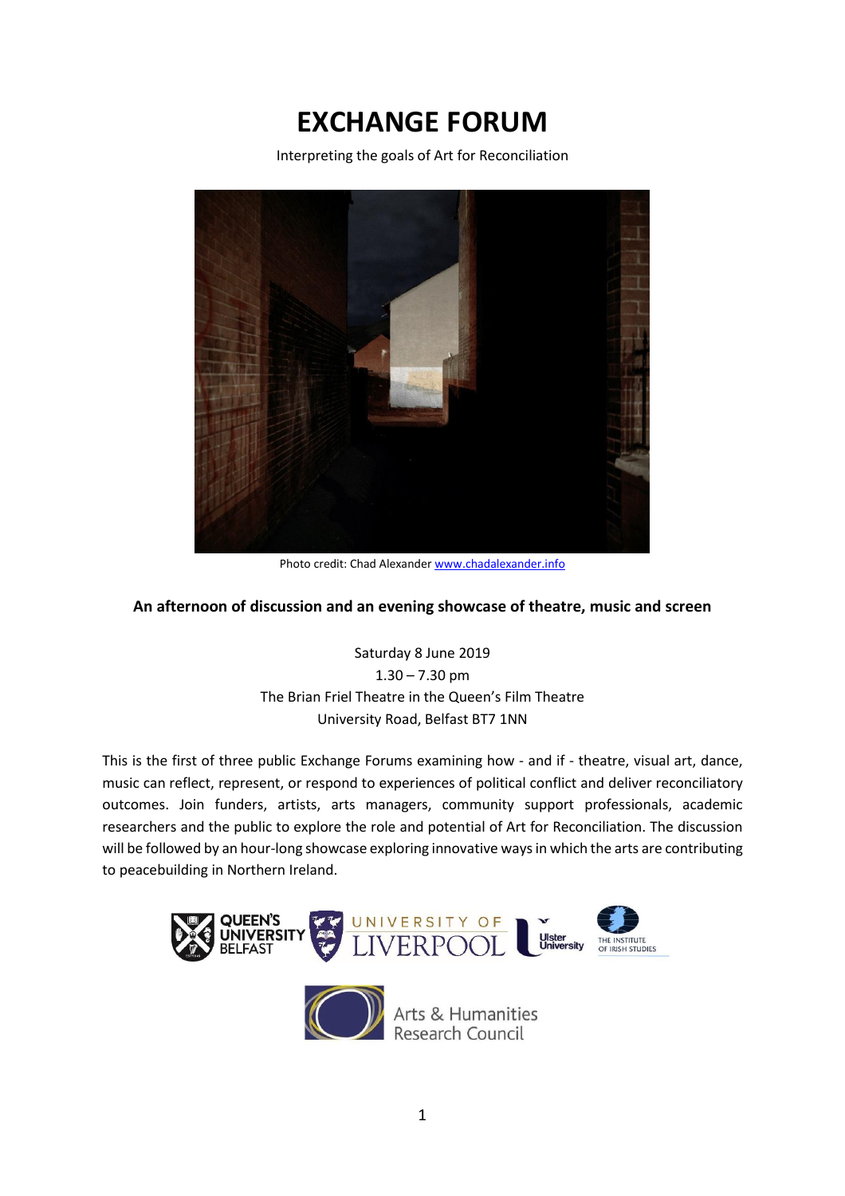# EXCHANGE FORUM

Interpreting the goals of Art for Reconciliation

Photo credit: Chad Alexander www.chadalexander.info

**An afternoon of discussion and an evening showcase of theatre, music and screen**

Saturday 8 June 2019
1.30 – 7.30 pm
The Brian Friel Theatre in the Queen's Film Theatre
University Road, Belfast BT7 1NN

This is the first of three public Exchange Forums examining how - and if - theatre, visual art, dance, music can reflect, represent, or respond to experiences of political conflict and deliver reconciliatory outcomes. Join funders, artists, arts managers, community support professionals, academic researchers and the public to explore the role and potential of Art for Reconciliation. The discussion will be followed by an hour-long showcase exploring innovative ways in which the arts are contributing to peacebuilding in Northern Ireland.

Queen's University Belfast | University of Liverpool | Ulster University | The Institute of Irish Studies

Arts & Humanities Research Council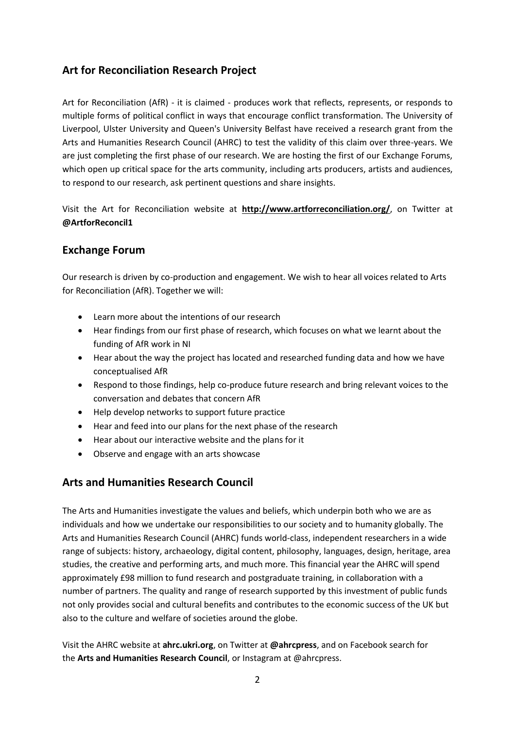## Art for Reconciliation Research Project

Art for Reconciliation (AfR) - it is claimed - produces work that reflects, represents, or responds to multiple forms of political conflict in ways that encourage conflict transformation. The University of Liverpool, Ulster University and Queen's University Belfast have received a research grant from the Arts and Humanities Research Council (AHRC) to test the validity of this claim over three-years. We are just completing the first phase of our research. We are hosting the first of our Exchange Forums, which open up critical space for the arts community, including arts producers, artists and audiences, to respond to our research, ask pertinent questions and share insights.

Visit the Art for Reconciliation website at **http://www.artforreconciliation.org/**, on Twitter at **@ArtforReconcil1**

## Exchange Forum

Our research is driven by co-production and engagement. We wish to hear all voices related to Arts for Reconciliation (AfR). Together we will:

- Learn more about the intentions of our research
- Hear findings from our first phase of research, which focuses on what we learnt about the funding of AfR work in NI
- Hear about the way the project has located and researched funding data and how we have conceptualised AfR
- Respond to those findings, help co-produce future research and bring relevant voices to the conversation and debates that concern AfR
- Help develop networks to support future practice
- Hear and feed into our plans for the next phase of the research
- Hear about our interactive website and the plans for it
- Observe and engage with an arts showcase

## Arts and Humanities Research Council

The Arts and Humanities investigate the values and beliefs, which underpin both who we are as individuals and how we undertake our responsibilities to our society and to humanity globally. The Arts and Humanities Research Council (AHRC) funds world-class, independent researchers in a wide range of subjects: history, archaeology, digital content, philosophy, languages, design, heritage, area studies, the creative and performing arts, and much more. This financial year the AHRC will spend approximately £98 million to fund research and postgraduate training, in collaboration with a number of partners. The quality and range of research supported by this investment of public funds not only provides social and cultural benefits and contributes to the economic success of the UK but also to the culture and welfare of societies around the globe.

Visit the AHRC website at **ahrc.ukri.org**, on Twitter at **@ahrcpress**, and on Facebook search for the **Arts and Humanities Research Council**, or Instagram at @ahrcpress.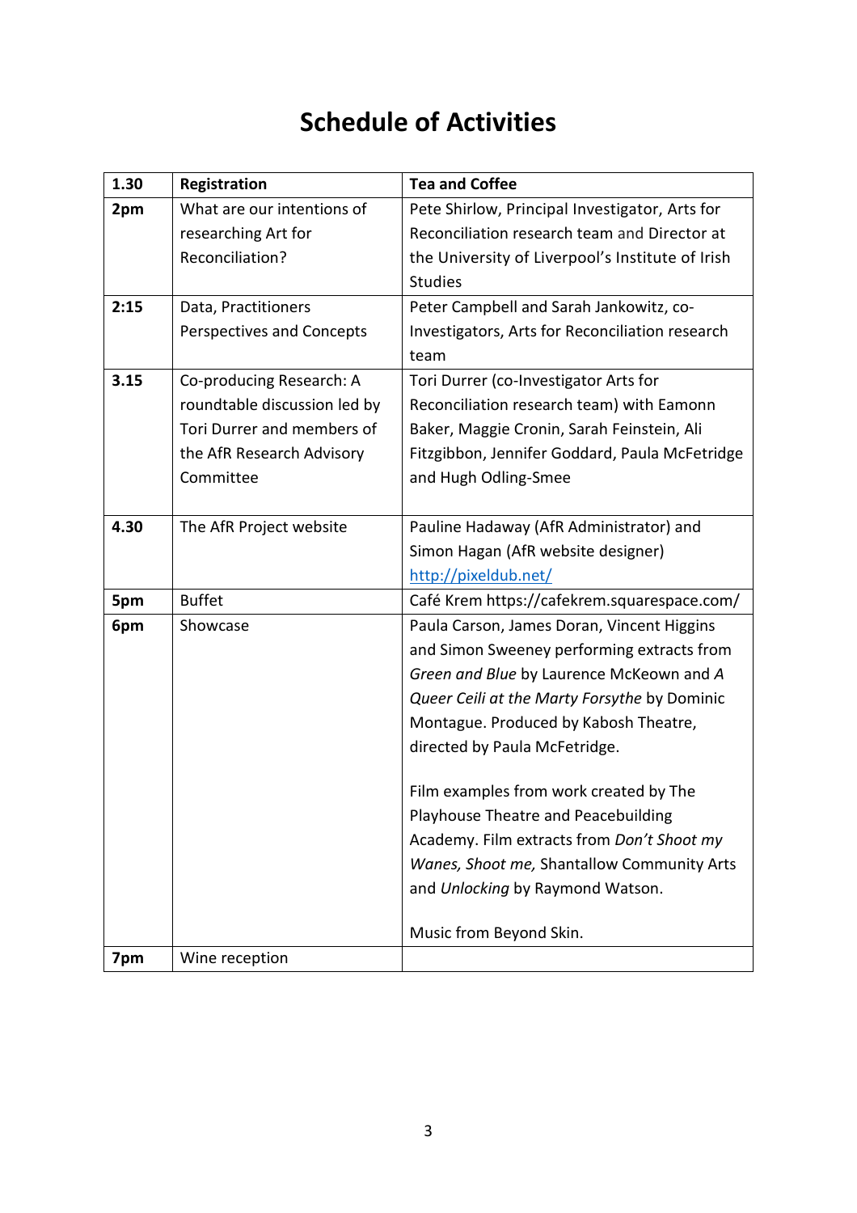# Schedule of Activities

| **1.30** | **Registration** | **Tea and Coffee** |
|---|---|---|
| **2pm** | What are our intentions of researching Art for Reconciliation? | Pete Shirlow, Principal Investigator, Arts for Reconciliation research team and Director at the University of Liverpool's Institute of Irish Studies |
| **2:15** | Data, Practitioners Perspectives and Concepts | Peter Campbell and Sarah Jankowitz, co-Investigators, Arts for Reconciliation research team |
| **3.15** | Co-producing Research: A roundtable discussion led by Tori Durrer and members of the AfR Research Advisory Committee | Tori Durrer (co-Investigator Arts for Reconciliation research team) with Eamonn Baker, Maggie Cronin, Sarah Feinstein, Ali Fitzgibbon, Jennifer Goddard, Paula McFetridge and Hugh Odling-Smee |
| **4.30** | The AfR Project website | Pauline Hadaway (AfR Administrator) and Simon Hagan (AfR website designer) [http://pixeldub.net/](http://pixeldub.net/) |
| **5pm** | Buffet | Café Krem https://cafekrem.squarespace.com/ |
| **6pm** | Showcase | Paula Carson, James Doran, Vincent Higgins and Simon Sweeney performing extracts from *Green and Blue* by Laurence McKeown and *A Queer Ceili at the Marty Forsythe* by Dominic Montague. Produced by Kabosh Theatre, directed by Paula McFetridge.<br><br>Film examples from work created by The Playhouse Theatre and Peacebuilding Academy. Film extracts from *Don't Shoot my Wanes, Shoot me,* Shantallow Community Arts and *Unlocking* by Raymond Watson.<br><br>Music from Beyond Skin. |
| **7pm** | Wine reception | |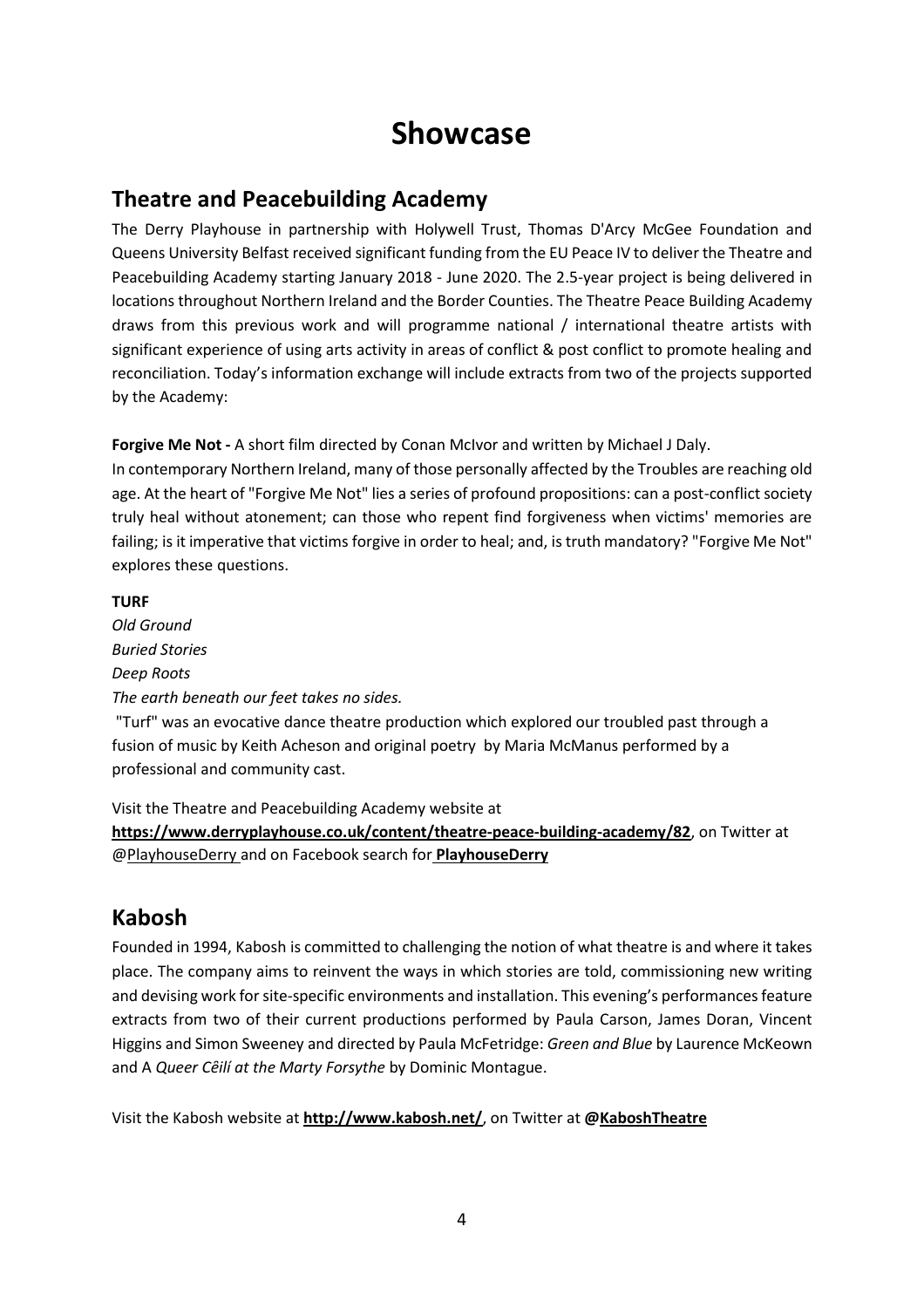# Showcase

## Theatre and Peacebuilding Academy

The Derry Playhouse in partnership with Holywell Trust, Thomas D'Arcy McGee Foundation and Queens University Belfast received significant funding from the EU Peace IV to deliver the Theatre and Peacebuilding Academy starting January 2018 - June 2020. The 2.5-year project is being delivered in locations throughout Northern Ireland and the Border Counties. The Theatre Peace Building Academy draws from this previous work and will programme national / international theatre artists with significant experience of using arts activity in areas of conflict & post conflict to promote healing and reconciliation. Today's information exchange will include extracts from two of the projects supported by the Academy:

**Forgive Me Not -** A short film directed by Conan McIvor and written by Michael J Daly.
In contemporary Northern Ireland, many of those personally affected by the Troubles are reaching old age. At the heart of "Forgive Me Not" lies a series of profound propositions: can a post-conflict society truly heal without atonement; can those who repent find forgiveness when victims' memories are failing; is it imperative that victims forgive in order to heal; and, is truth mandatory? "Forgive Me Not" explores these questions.

**TURF**

*Old Ground*
*Buried Stories*
*Deep Roots*
*The earth beneath our feet takes no sides.*

"Turf" was an evocative dance theatre production which explored our troubled past through a fusion of music by Keith Acheson and original poetry by Maria McManus performed by a professional and community cast.

Visit the Theatre and Peacebuilding Academy website at **https://www.derryplayhouse.co.uk/content/theatre-peace-building-academy/82**, on Twitter at @PlayhouseDerry and on Facebook search for **PlayhouseDerry**

## Kabosh

Founded in 1994, Kabosh is committed to challenging the notion of what theatre is and where it takes place. The company aims to reinvent the ways in which stories are told, commissioning new writing and devising work for site-specific environments and installation. This evening's performances feature extracts from two of their current productions performed by Paula Carson, James Doran, Vincent Higgins and Simon Sweeney and directed by Paula McFetridge: *Green and Blue* by Laurence McKeown and A *Queer Cêilí at the Marty Forsythe* by Dominic Montague.

Visit the Kabosh website at **http://www.kabosh.net/**, on Twitter at **@KaboshTheatre**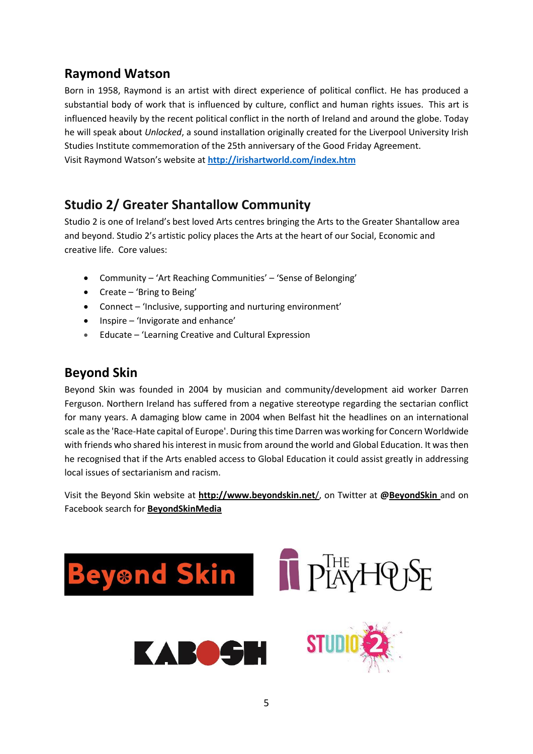## Raymond Watson

Born in 1958, Raymond is an artist with direct experience of political conflict. He has produced a substantial body of work that is influenced by culture, conflict and human rights issues. This art is influenced heavily by the recent political conflict in the north of Ireland and around the globe. Today he will speak about *Unlocked*, a sound installation originally created for the Liverpool University Irish Studies Institute commemoration of the 25th anniversary of the Good Friday Agreement.
Visit Raymond Watson's website at **http://irishartworld.com/index.htm**

## Studio 2/ Greater Shantallow Community

Studio 2 is one of Ireland's best loved Arts centres bringing the Arts to the Greater Shantallow area and beyond. Studio 2's artistic policy places the Arts at the heart of our Social, Economic and creative life. Core values:

- Community – 'Art Reaching Communities' – 'Sense of Belonging'
- Create – 'Bring to Being'
- Connect – 'Inclusive, supporting and nurturing environment'
- Inspire – 'Invigorate and enhance'
- Educate – 'Learning Creative and Cultural Expression

## Beyond Skin

Beyond Skin was founded in 2004 by musician and community/development aid worker Darren Ferguson. Northern Ireland has suffered from a negative stereotype regarding the sectarian conflict for many years. A damaging blow came in 2004 when Belfast hit the headlines on an international scale as the 'Race-Hate capital of Europe'. During this time Darren was working for Concern Worldwide with friends who shared his interest in music from around the world and Global Education. It was then he recognised that if the Arts enabled access to Global Education it could assist greatly in addressing local issues of sectarianism and racism.

Visit the Beyond Skin website at **http://www.beyondskin.net/**, on Twitter at **@BeyondSkin** and on Facebook search for **BeyondSkinMedia**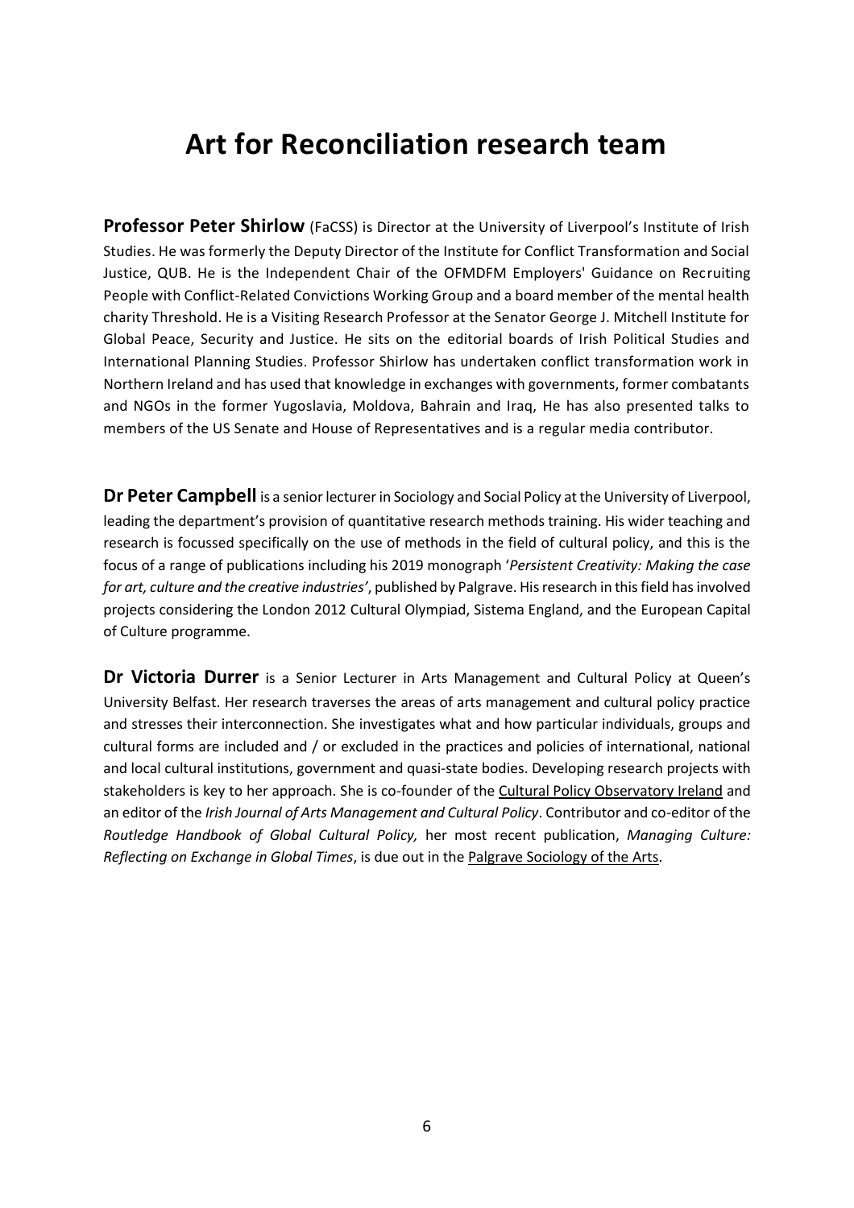# Art for Reconciliation research team

**Professor Peter Shirlow** (FaCSS) is Director at the University of Liverpool's Institute of Irish Studies. He was formerly the Deputy Director of the Institute for Conflict Transformation and Social Justice, QUB. He is the Independent Chair of the OFMDFM Employers' Guidance on Recruiting People with Conflict-Related Convictions Working Group and a board member of the mental health charity Threshold. He is a Visiting Research Professor at the Senator George J. Mitchell Institute for Global Peace, Security and Justice. He sits on the editorial boards of Irish Political Studies and International Planning Studies. Professor Shirlow has undertaken conflict transformation work in Northern Ireland and has used that knowledge in exchanges with governments, former combatants and NGOs in the former Yugoslavia, Moldova, Bahrain and Iraq, He has also presented talks to members of the US Senate and House of Representatives and is a regular media contributor.

**Dr Peter Campbell** is a senior lecturer in Sociology and Social Policy at the University of Liverpool, leading the department's provision of quantitative research methods training. His wider teaching and research is focussed specifically on the use of methods in the field of cultural policy, and this is the focus of a range of publications including his 2019 monograph '*Persistent Creativity: Making the case for art, culture and the creative industries*', published by Palgrave. His research in this field has involved projects considering the London 2012 Cultural Olympiad, Sistema England, and the European Capital of Culture programme.

**Dr Victoria Durrer** is a Senior Lecturer in Arts Management and Cultural Policy at Queen's University Belfast. Her research traverses the areas of arts management and cultural policy practice and stresses their interconnection. She investigates what and how particular individuals, groups and cultural forms are included and / or excluded in the practices and policies of international, national and local cultural institutions, government and quasi-state bodies. Developing research projects with stakeholders is key to her approach. She is co-founder of the Cultural Policy Observatory Ireland and an editor of the *Irish Journal of Arts Management and Cultural Policy*. Contributor and co-editor of the *Routledge Handbook of Global Cultural Policy,* her most recent publication, *Managing Culture: Reflecting on Exchange in Global Times*, is due out in the Palgrave Sociology of the Arts.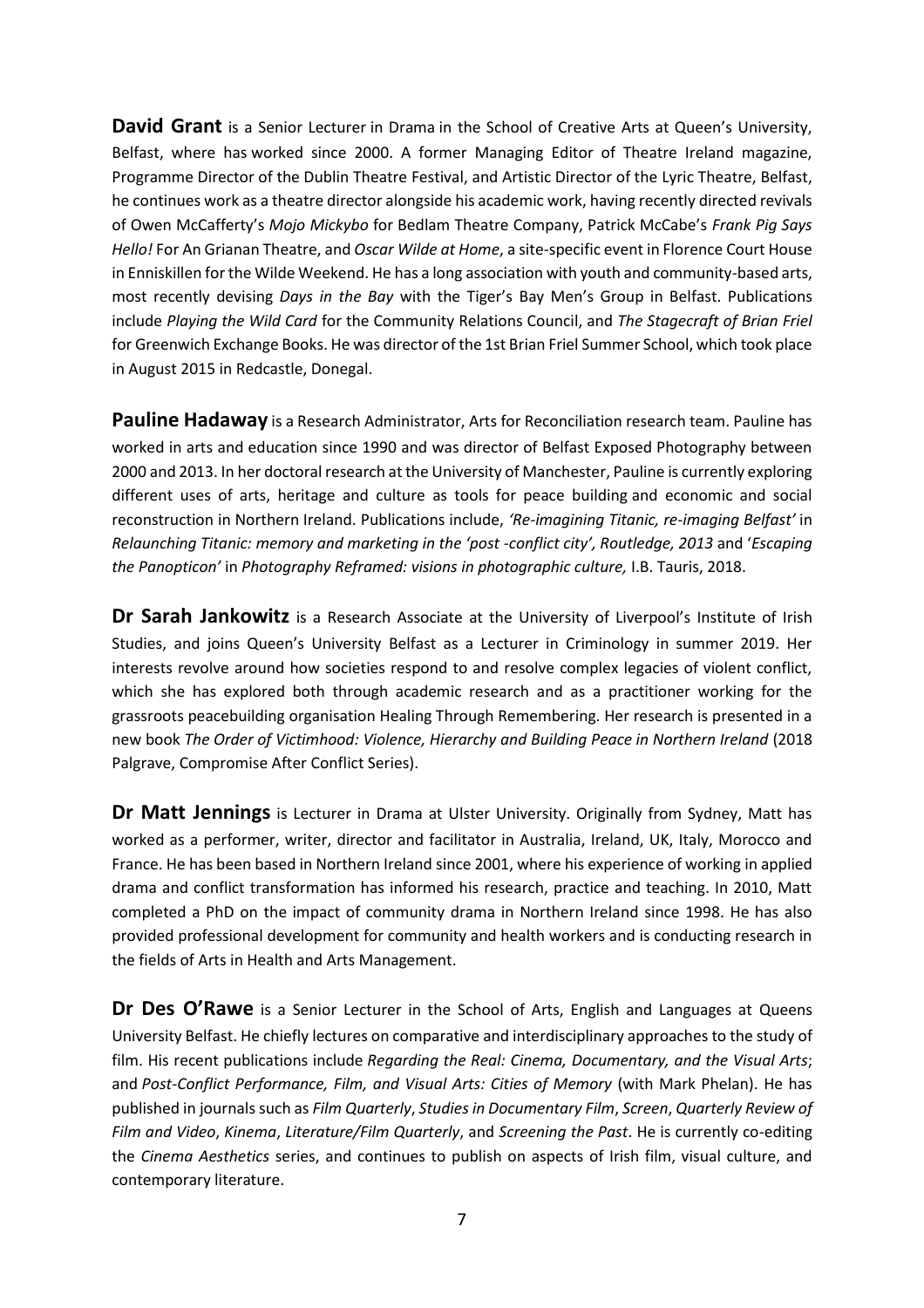**David Grant** is a Senior Lecturer in Drama in the School of Creative Arts at Queen's University, Belfast, where has worked since 2000. A former Managing Editor of Theatre Ireland magazine, Programme Director of the Dublin Theatre Festival, and Artistic Director of the Lyric Theatre, Belfast, he continues work as a theatre director alongside his academic work, having recently directed revivals of Owen McCafferty's *Mojo Mickybo* for Bedlam Theatre Company, Patrick McCabe's *Frank Pig Says Hello!* For An Grianan Theatre, and *Oscar Wilde at Home*, a site-specific event in Florence Court House in Enniskillen for the Wilde Weekend. He has a long association with youth and community-based arts, most recently devising *Days in the Bay* with the Tiger's Bay Men's Group in Belfast. Publications include *Playing the Wild Card* for the Community Relations Council, and *The Stagecraft of Brian Friel* for Greenwich Exchange Books. He was director of the 1st Brian Friel Summer School, which took place in August 2015 in Redcastle, Donegal.

**Pauline Hadaway** is a Research Administrator, Arts for Reconciliation research team. Pauline has worked in arts and education since 1990 and was director of Belfast Exposed Photography between 2000 and 2013. In her doctoral research at the University of Manchester, Pauline is currently exploring different uses of arts, heritage and culture as tools for peace building and economic and social reconstruction in Northern Ireland. Publications include, *'Re-imagining Titanic, re-imaging Belfast'* in *Relaunching Titanic: memory and marketing in the 'post -conflict city', Routledge, 2013* and '*Escaping the Panopticon'* in *Photography Reframed: visions in photographic culture,* I.B. Tauris, 2018.

**Dr Sarah Jankowitz** is a Research Associate at the University of Liverpool's Institute of Irish Studies, and joins Queen's University Belfast as a Lecturer in Criminology in summer 2019. Her interests revolve around how societies respond to and resolve complex legacies of violent conflict, which she has explored both through academic research and as a practitioner working for the grassroots peacebuilding organisation Healing Through Remembering. Her research is presented in a new book *The Order of Victimhood: Violence, Hierarchy and Building Peace in Northern Ireland* (2018 Palgrave, Compromise After Conflict Series).

**Dr Matt Jennings** is Lecturer in Drama at Ulster University. Originally from Sydney, Matt has worked as a performer, writer, director and facilitator in Australia, Ireland, UK, Italy, Morocco and France. He has been based in Northern Ireland since 2001, where his experience of working in applied drama and conflict transformation has informed his research, practice and teaching. In 2010, Matt completed a PhD on the impact of community drama in Northern Ireland since 1998. He has also provided professional development for community and health workers and is conducting research in the fields of Arts in Health and Arts Management.

**Dr Des O'Rawe** is a Senior Lecturer in the School of Arts, English and Languages at Queens University Belfast. He chiefly lectures on comparative and interdisciplinary approaches to the study of film. His recent publications include *Regarding the Real: Cinema, Documentary, and the Visual Arts*; and *Post-Conflict Performance, Film, and Visual Arts: Cities of Memory* (with Mark Phelan). He has published in journals such as *Film Quarterly*, *Studies in Documentary Film*, *Screen*, *Quarterly Review of Film and Video*, *Kinema*, *Literature/Film Quarterly*, and *Screening the Past*. He is currently co-editing the *Cinema Aesthetics* series, and continues to publish on aspects of Irish film, visual culture, and contemporary literature.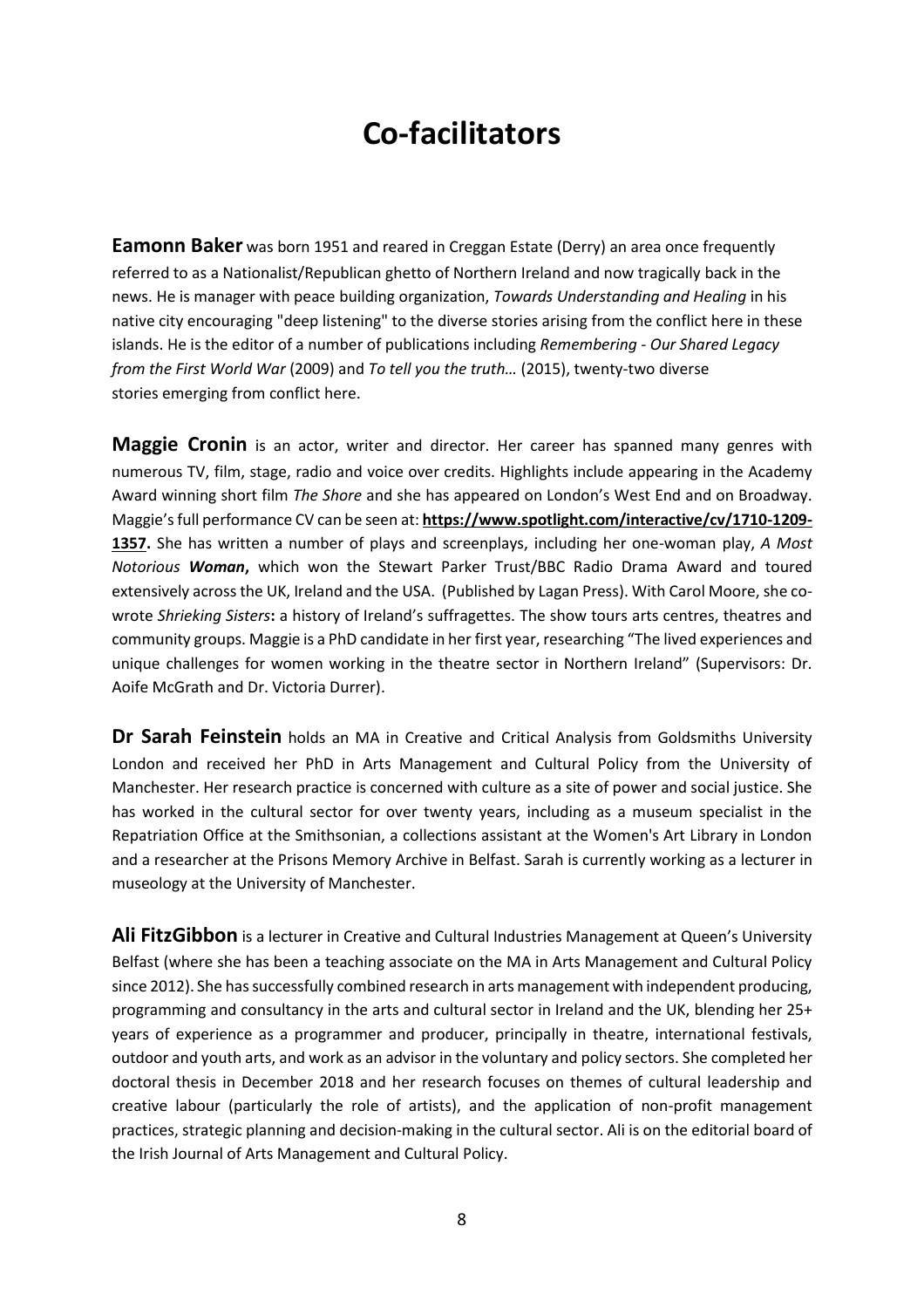# Co-facilitators

**Eamonn Baker** was born 1951 and reared in Creggan Estate (Derry) an area once frequently referred to as a Nationalist/Republican ghetto of Northern Ireland and now tragically back in the news. He is manager with peace building organization, *Towards Understanding and Healing* in his native city encouraging "deep listening" to the diverse stories arising from the conflict here in these islands. He is the editor of a number of publications including *Remembering - Our Shared Legacy from the First World War* (2009) and *To tell you the truth…* (2015), twenty-two diverse stories emerging from conflict here.

**Maggie Cronin** is an actor, writer and director. Her career has spanned many genres with numerous TV, film, stage, radio and voice over credits. Highlights include appearing in the Academy Award winning short film *The Shore* and she has appeared on London's West End and on Broadway. Maggie's full performance CV can be seen at: **https://www.spotlight.com/interactive/cv/1710-1209-1357.** She has written a number of plays and screenplays, including her one-woman play, *A Most Notorious **Woman***, which won the Stewart Parker Trust/BBC Radio Drama Award and toured extensively across the UK, Ireland and the USA. (Published by Lagan Press). With Carol Moore, she co-wrote *Shrieking Sisters***:** a history of Ireland's suffragettes. The show tours arts centres, theatres and community groups. Maggie is a PhD candidate in her first year, researching "The lived experiences and unique challenges for women working in the theatre sector in Northern Ireland" (Supervisors: Dr. Aoife McGrath and Dr. Victoria Durrer).

**Dr Sarah Feinstein** holds an MA in Creative and Critical Analysis from Goldsmiths University London and received her PhD in Arts Management and Cultural Policy from the University of Manchester. Her research practice is concerned with culture as a site of power and social justice. She has worked in the cultural sector for over twenty years, including as a museum specialist in the Repatriation Office at the Smithsonian, a collections assistant at the Women's Art Library in London and a researcher at the Prisons Memory Archive in Belfast. Sarah is currently working as a lecturer in museology at the University of Manchester.

**Ali FitzGibbon** is a lecturer in Creative and Cultural Industries Management at Queen's University Belfast (where she has been a teaching associate on the MA in Arts Management and Cultural Policy since 2012). She has successfully combined research in arts management with independent producing, programming and consultancy in the arts and cultural sector in Ireland and the UK, blending her 25+ years of experience as a programmer and producer, principally in theatre, international festivals, outdoor and youth arts, and work as an advisor in the voluntary and policy sectors. She completed her doctoral thesis in December 2018 and her research focuses on themes of cultural leadership and creative labour (particularly the role of artists), and the application of non-profit management practices, strategic planning and decision-making in the cultural sector. Ali is on the editorial board of the Irish Journal of Arts Management and Cultural Policy.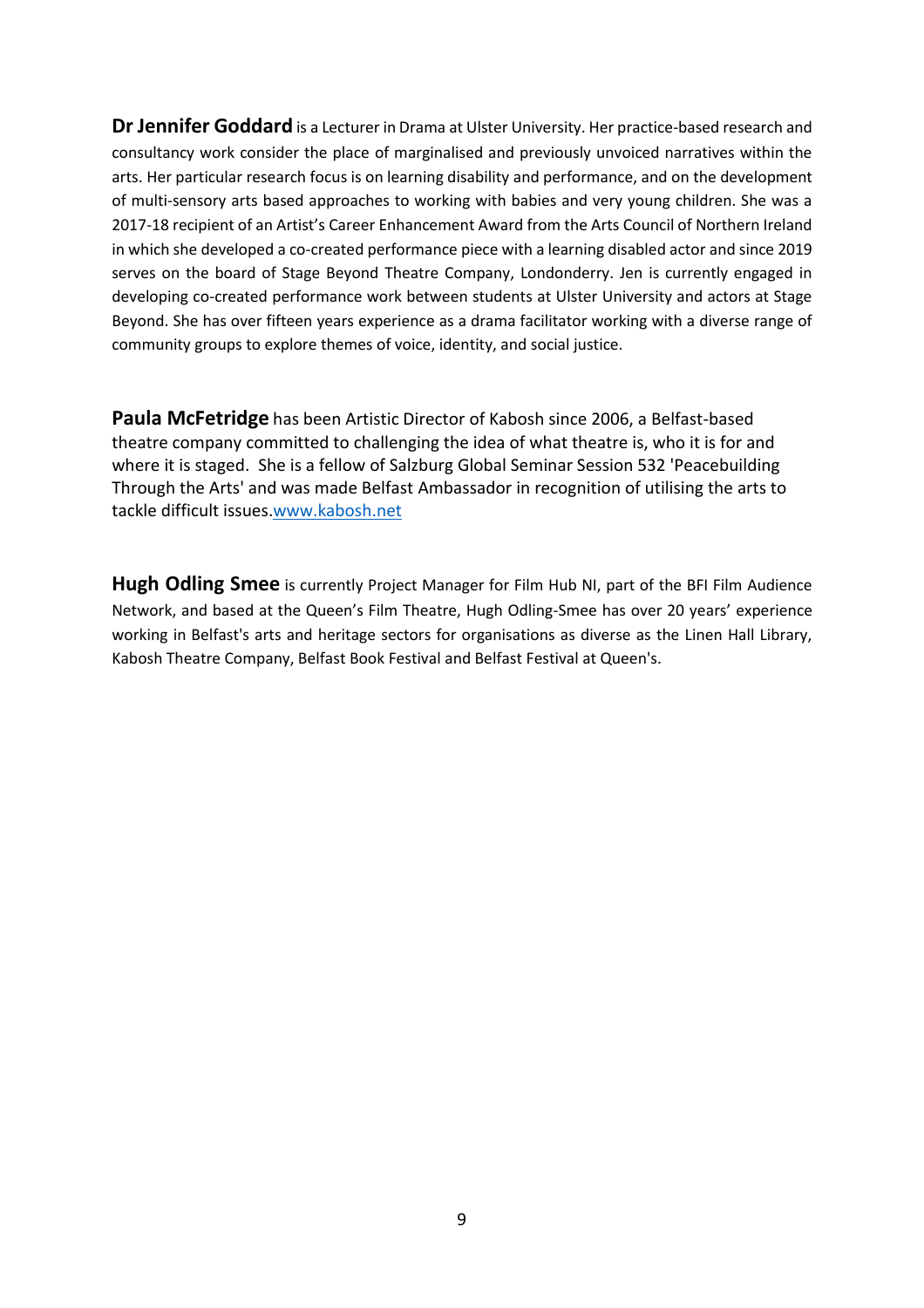**Dr Jennifer Goddard** is a Lecturer in Drama at Ulster University. Her practice-based research and consultancy work consider the place of marginalised and previously unvoiced narratives within the arts. Her particular research focus is on learning disability and performance, and on the development of multi-sensory arts based approaches to working with babies and very young children. She was a 2017-18 recipient of an Artist's Career Enhancement Award from the Arts Council of Northern Ireland in which she developed a co-created performance piece with a learning disabled actor and since 2019 serves on the board of Stage Beyond Theatre Company, Londonderry. Jen is currently engaged in developing co-created performance work between students at Ulster University and actors at Stage Beyond. She has over fifteen years experience as a drama facilitator working with a diverse range of community groups to explore themes of voice, identity, and social justice.

**Paula McFetridge** has been Artistic Director of Kabosh since 2006, a Belfast-based theatre company committed to challenging the idea of what theatre is, who it is for and where it is staged. She is a fellow of Salzburg Global Seminar Session 532 'Peacebuilding Through the Arts' and was made Belfast Ambassador in recognition of utilising the arts to tackle difficult issues.www.kabosh.net

**Hugh Odling Smee** is currently Project Manager for Film Hub NI, part of the BFI Film Audience Network, and based at the Queen's Film Theatre, Hugh Odling-Smee has over 20 years' experience working in Belfast's arts and heritage sectors for organisations as diverse as the Linen Hall Library, Kabosh Theatre Company, Belfast Book Festival and Belfast Festival at Queen's.